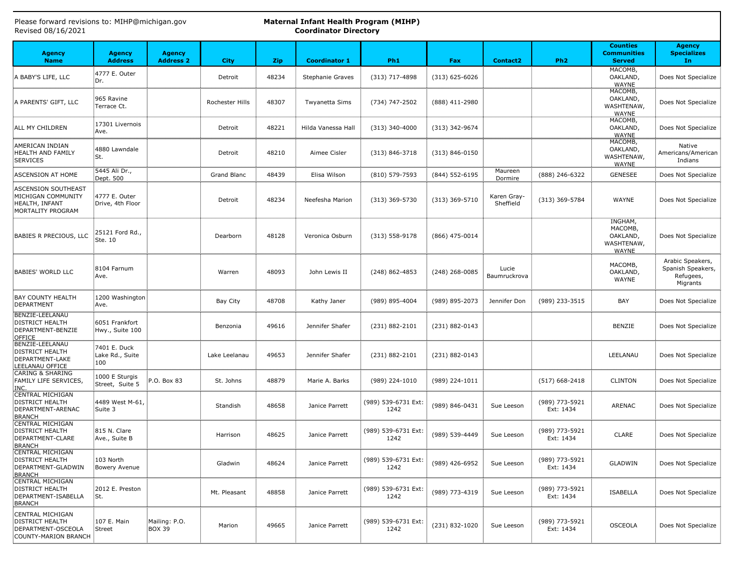Please forward revisions to: MIHP@michigan.gov
Revised 08/16/2021

# Maternal Infant Health Program (MIHP)
## Coordinator Directory

| Agency Name | Agency Address | Agency Address 2 | City | Zip | Coordinator 1 | Ph1 | Fax | Contact2 | Ph2 | Counties Communities Served | Agency Specializes In |
|---|---|---|---|---|---|---|---|---|---|---|---|
| A BABY'S LIFE, LLC | 4777 E. Outer Dr. | | Detroit | 48234 | Stephanie Graves | (313) 717-4898 | (313) 625-6026 | | | MACOMB, OAKLAND, WAYNE | Does Not Specialize |
| A PARENTS' GIFT, LLC | 965 Ravine Terrace Ct. | | Rochester Hills | 48307 | Twyanetta Sims | (734) 747-2502 | (888) 411-2980 | | | MACOMB, OAKLAND, WASHTENAW, WAYNE | Does Not Specialize |
| ALL MY CHILDREN | 17301 Livernois Ave. | | Detroit | 48221 | Hilda Vanessa Hall | (313) 340-4000 | (313) 342-9674 | | | MACOMB, OAKLAND, WAYNE | Does Not Specialize |
| AMERICAN INDIAN HEALTH AND FAMILY SERVICES | 4880 Lawndale St. | | Detroit | 48210 | Aimee Cisler | (313) 846-3718 | (313) 846-0150 | | | MACOMB, OAKLAND, WASHTENAW, WAYNE | Native Americans/American Indians |
| ASCENSION AT HOME | 5445 Ali Dr., Dept. 500 | | Grand Blanc | 48439 | Elisa Wilson | (810) 579-7593 | (844) 552-6195 | Maureen Dormire | (888) 246-6322 | GENESEE | Does Not Specialize |
| ASCENSION SOUTHEAST MICHIGAN COMMUNITY HEALTH, INFANT MORTALITY PROGRAM | 4777 E. Outer Drive, 4th Floor | | Detroit | 48234 | Neefesha Marion | (313) 369-5730 | (313) 369-5710 | Karen Gray-Sheffield | (313) 369-5784 | WAYNE | Does Not Specialize |
| BABIES R PRECIOUS, LLC | 25121 Ford Rd., Ste. 10 | | Dearborn | 48128 | Veronica Osburn | (313) 558-9178 | (866) 475-0014 | | | INGHAM, MACOMB, OAKLAND, WASHTENAW, WAYNE | Does Not Specialize |
| BABIES' WORLD LLC | 8104 Farnum Ave. | | Warren | 48093 | John Lewis II | (248) 862-4853 | (248) 268-0085 | Lucie Baumruckrova | | MACOMB, OAKLAND, WAYNE | Arabic Speakers, Spanish Speakers, Refugees, Migrants |
| BAY COUNTY HEALTH DEPARTMENT | 1200 Washington Ave. | | Bay City | 48708 | Kathy Janer | (989) 895-4004 | (989) 895-2073 | Jennifer Don | (989) 233-3515 | BAY | Does Not Specialize |
| BENZIE-LEELANAU DISTRICT HEALTH DEPARTMENT-BENZIE OFFICE | 6051 Frankfort Hwy., Suite 100 | | Benzonia | 49616 | Jennifer Shafer | (231) 882-2101 | (231) 882-0143 | | | BENZIE | Does Not Specialize |
| BENZIE-LEELANAU DISTRICT HEALTH DEPARTMENT-LAKE LEELANAU OFFICE | 7401 E. Duck Lake Rd., Suite 100 | | Lake Leelanau | 49653 | Jennifer Shafer | (231) 882-2101 | (231) 882-0143 | | | LEELANAU | Does Not Specialize |
| CARING & SHARING FAMILY LIFE SERVICES, INC. | 1000 E Sturgis Street, Suite 5 | P.O. Box 83 | St. Johns | 48879 | Marie A. Barks | (989) 224-1010 | (989) 224-1011 | | (517) 668-2418 | CLINTON | Does Not Specialize |
| CENTRAL MICHIGAN DISTRICT HEALTH DEPARTMENT-ARENAC BRANCH | 4489 West M-61, Suite 3 | | Standish | 48658 | Janice Parrett | (989) 539-6731 Ext: 1242 | (989) 846-0431 | Sue Leeson | (989) 773-5921 Ext: 1434 | ARENAC | Does Not Specialize |
| CENTRAL MICHIGAN DISTRICT HEALTH DEPARTMENT-CLARE BRANCH | 815 N. Clare Ave., Suite B | | Harrison | 48625 | Janice Parrett | (989) 539-6731 Ext: 1242 | (989) 539-4449 | Sue Leeson | (989) 773-5921 Ext: 1434 | CLARE | Does Not Specialize |
| CENTRAL MICHIGAN DISTRICT HEALTH DEPARTMENT-GLADWIN BRANCH | 103 North Bowery Avenue | | Gladwin | 48624 | Janice Parrett | (989) 539-6731 Ext: 1242 | (989) 426-6952 | Sue Leeson | (989) 773-5921 Ext: 1434 | GLADWIN | Does Not Specialize |
| CENTRAL MICHIGAN DISTRICT HEALTH DEPARTMENT-ISABELLA BRANCH | 2012 E. Preston St. | | Mt. Pleasant | 48858 | Janice Parrett | (989) 539-6731 Ext: 1242 | (989) 773-4319 | Sue Leeson | (989) 773-5921 Ext: 1434 | ISABELLA | Does Not Specialize |
| CENTRAL MICHIGAN DISTRICT HEALTH DEPARTMENT-OSCEOLA COUNTY-MARION BRANCH | 107 E. Main Street | Mailing: P.O. BOX 39 | Marion | 49665 | Janice Parrett | (989) 539-6731 Ext: 1242 | (231) 832-1020 | Sue Leeson | (989) 773-5921 Ext: 1434 | OSCEOLA | Does Not Specialize |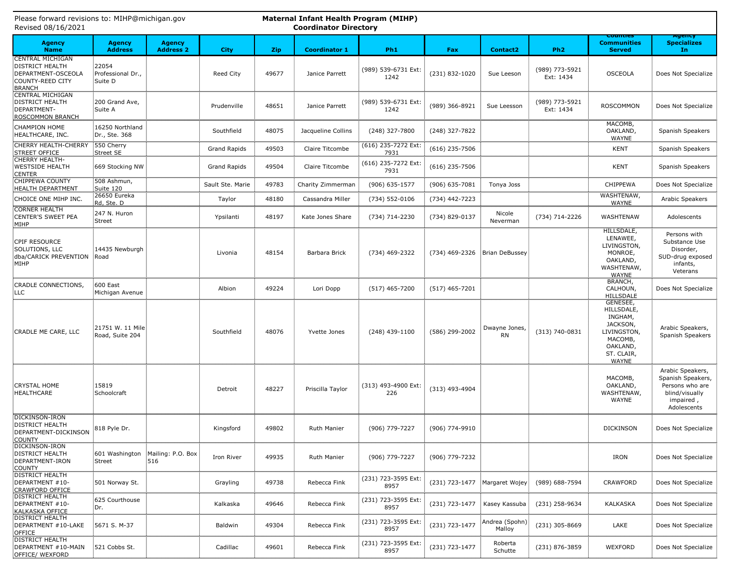Please forward revisions to: MIHP@michigan.gov
Revised 08/16/2021

**Maternal Infant Health Program (MIHP)**
**Coordinator Directory**

| Agency Name | Agency Address | Agency Address 2 | City | Zip | Coordinator 1 | Ph1 | Fax | Contact2 | Ph2 | Counties Communities Served | Agency Specializes In |
|---|---|---|---|---|---|---|---|---|---|---|---|
| CENTRAL MICHIGAN DISTRICT HEALTH DEPARTMENT-OSCEOLA COUNTY-REED CITY BRANCH | 22054 Professional Dr., Suite D | | Reed City | 49677 | Janice Parrett | (989) 539-6731 Ext: 1242 | (231) 832-1020 | Sue Leeson | (989) 773-5921 Ext: 1434 | OSCEOLA | Does Not Specialize |
| CENTRAL MICHIGAN DISTRICT HEALTH DEPARTMENT-ROSCOMMON BRANCH | 200 Grand Ave, Suite A | | Prudenville | 48651 | Janice Parrett | (989) 539-6731 Ext: 1242 | (989) 366-8921 | Sue Leesson | (989) 773-5921 Ext: 1434 | ROSCOMMON | Does Not Specialize |
| CHAMPION HOME HEALTHCARE, INC. | 16250 Northland Dr., Ste. 368 | | Southfield | 48075 | Jacqueline Collins | (248) 327-7800 | (248) 327-7822 | | | MACOMB, OAKLAND, WAYNE | Spanish Speakers |
| CHERRY HEALTH-CHERRY STREET OFFICE | 550 Cherry Street SE | | Grand Rapids | 49503 | Claire Titcombe | (616) 235-7272 Ext: 7931 | (616) 235-7506 | | | KENT | Spanish Speakers |
| CHERRY HEALTH-WESTSIDE HEALTH CENTER | 669 Stocking NW | | Grand Rapids | 49504 | Claire Titcombe | (616) 235-7272 Ext: 7931 | (616) 235-7506 | | | KENT | Spanish Speakers |
| CHIPPEWA COUNTY HEALTH DEPARTMENT | 508 Ashmun, Suite 120 | | Sault Ste. Marie | 49783 | Charity Zimmerman | (906) 635-1577 | (906) 635-7081 | Tonya Joss | | CHIPPEWA | Does Not Specialize |
| CHOICE ONE MIHP INC. | 26650 Eureka Rd, Ste. D | | Taylor | 48180 | Cassandra Miller | (734) 552-0106 | (734) 442-7223 | | | WASHTENAW, WAYNE | Arabic Speakers |
| CORNER HEALTH CENTER'S SWEET PEA MIHP | 247 N. Huron Street | | Ypsilanti | 48197 | Kate Jones Share | (734) 714-2230 | (734) 829-0137 | Nicole Neverman | (734) 714-2226 | WASHTENAW | Adolescents |
| CPIF RESOURCE SOLUTIONS, LLC dba/CARICK PREVENTION MIHP | 14435 Newburgh Road | | Livonia | 48154 | Barbara Brick | (734) 469-2322 | (734) 469-2326 | Brian DeBussey | | HILLSDALE, LENAWEE, LIVINGSTON, MONROE, OAKLAND, WASHTENAW, WAYNE | Persons with Substance Use Disorder, SUD-drug exposed infants, Veterans |
| CRADLE CONNECTIONS, LLC | 600 East Michigan Avenue | | Albion | 49224 | Lori Dopp | (517) 465-7200 | (517) 465-7201 | | | BRANCH, CALHOUN, HILLSDALE | Does Not Specialize |
| CRADLE ME CARE, LLC | 21751 W. 11 Mile Road, Suite 204 | | Southfield | 48076 | Yvette Jones | (248) 439-1100 | (586) 299-2002 | Dwayne Jones, RN | (313) 740-0831 | GENESEE, HILLSDALE, INGHAM, JACKSON, LIVINGSTON, MACOMB, OAKLAND, ST. CLAIR, WAYNE | Arabic Speakers, Spanish Speakers |
| CRYSTAL HOME HEALTHCARE | 15819 Schoolcraft | | Detroit | 48227 | Priscilla Taylor | (313) 493-4900 Ext: 226 | (313) 493-4904 | | | MACOMB, OAKLAND, WASHTENAW, WAYNE | Arabic Speakers, Spanish Speakers, Persons who are blind/visually impaired , Adolescents |
| DICKINSON-IRON DISTRICT HEALTH DEPARTMENT-DICKINSON COUNTY | 818 Pyle Dr. | | Kingsford | 49802 | Ruth Manier | (906) 779-7227 | (906) 774-9910 | | | DICKINSON | Does Not Specialize |
| DICKINSON-IRON DISTRICT HEALTH DEPARTMENT-IRON COUNTY | 601 Washington Street | Mailing: P.O. Box 516 | Iron River | 49935 | Ruth Manier | (906) 779-7227 | (906) 779-7232 | | | IRON | Does Not Specialize |
| DISTRICT HEALTH DEPARTMENT #10-CRAWFORD OFFICE | 501 Norway St. | | Grayling | 49738 | Rebecca Fink | (231) 723-3595 Ext: 8957 | (231) 723-1477 | Margaret Wojey | (989) 688-7594 | CRAWFORD | Does Not Specialize |
| DISTRICT HEALTH DEPARTMENT #10-KALKASKA OFFICE | 625 Courthouse Dr. | | Kalkaska | 49646 | Rebecca Fink | (231) 723-3595 Ext: 8957 | (231) 723-1477 | Kasey Kassuba | (231) 258-9634 | KALKASKA | Does Not Specialize |
| DISTRICT HEALTH DEPARTMENT #10-LAKE OFFICE | 5671 S. M-37 | | Baldwin | 49304 | Rebecca Fink | (231) 723-3595 Ext: 8957 | (231) 723-1477 | Andrea (Spohn) Malloy | (231) 305-8669 | LAKE | Does Not Specialize |
| DISTRICT HEALTH DEPARTMENT #10-MAIN OFFICE/ WEXFORD | 521 Cobbs St. | | Cadillac | 49601 | Rebecca Fink | (231) 723-3595 Ext: 8957 | (231) 723-1477 | Roberta Schutte | (231) 876-3859 | WEXFORD | Does Not Specialize |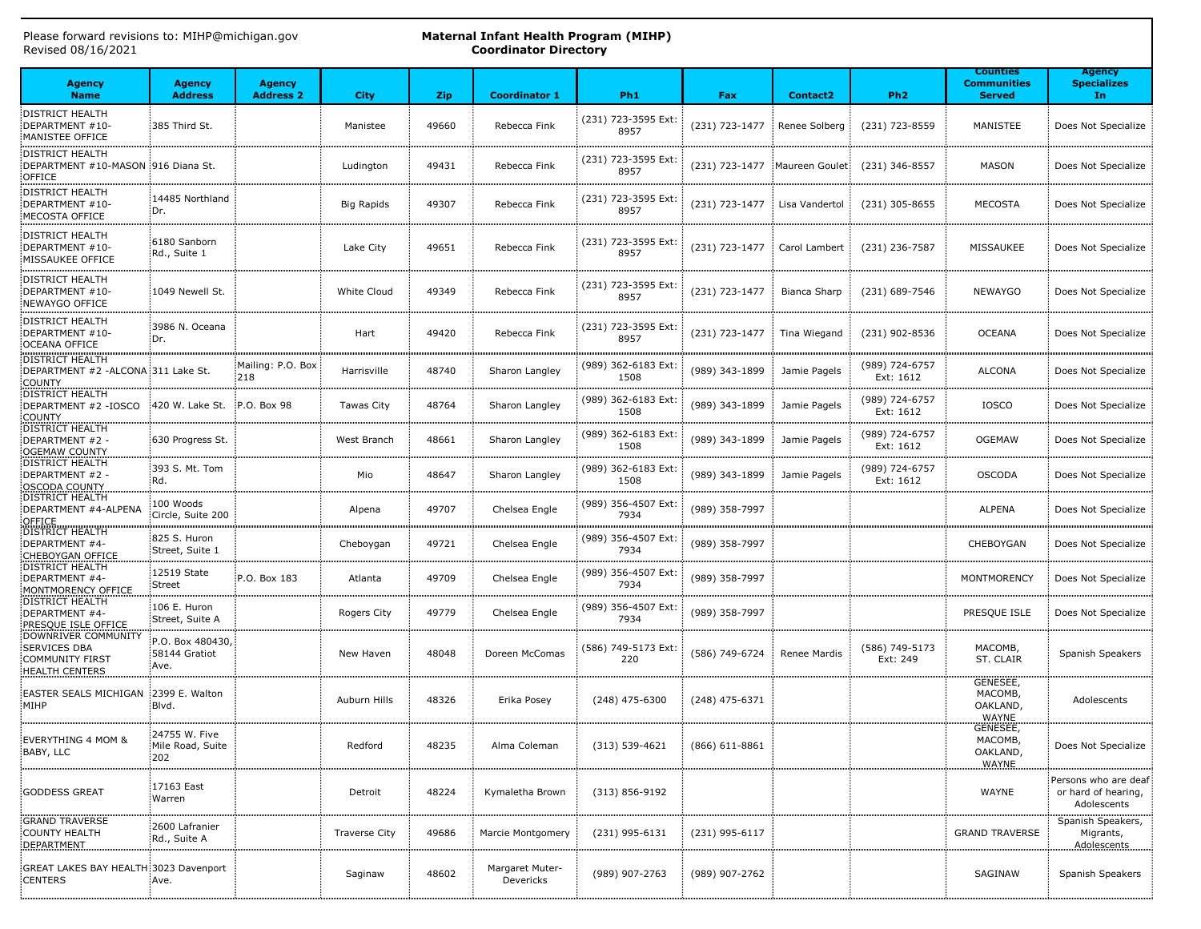Please forward revisions to: MIHP@michigan.gov
Revised 08/16/2021

**Maternal Infant Health Program (MIHP)**
**Coordinator Directory**

| Agency Name | Agency Address | Agency Address 2 | City | Zip | Coordinator 1 | Ph1 | Fax | Contact2 | Ph2 | Counties Communities Served | Agency Specializes In |
|---|---|---|---|---|---|---|---|---|---|---|---|
| DISTRICT HEALTH DEPARTMENT #10-MANISTEE OFFICE | 385 Third St. | | Manistee | 49660 | Rebecca Fink | (231) 723-3595 Ext: 8957 | (231) 723-1477 | Renee Solberg | (231) 723-8559 | MANISTEE | Does Not Specialize |
| DISTRICT HEALTH DEPARTMENT #10-MASON OFFICE | 916 Diana St. | | Ludington | 49431 | Rebecca Fink | (231) 723-3595 Ext: 8957 | (231) 723-1477 | Maureen Goulet | (231) 346-8557 | MASON | Does Not Specialize |
| DISTRICT HEALTH DEPARTMENT #10-MECOSTA OFFICE | 14485 Northland Dr. | | Big Rapids | 49307 | Rebecca Fink | (231) 723-3595 Ext: 8957 | (231) 723-1477 | Lisa Vandertol | (231) 305-8655 | MECOSTA | Does Not Specialize |
| DISTRICT HEALTH DEPARTMENT #10-MISSAUKEE OFFICE | 6180 Sanborn Rd., Suite 1 | | Lake City | 49651 | Rebecca Fink | (231) 723-3595 Ext: 8957 | (231) 723-1477 | Carol Lambert | (231) 236-7587 | MISSAUKEE | Does Not Specialize |
| DISTRICT HEALTH DEPARTMENT #10-NEWAYGO OFFICE | 1049 Newell St. | | White Cloud | 49349 | Rebecca Fink | (231) 723-3595 Ext: 8957 | (231) 723-1477 | Bianca Sharp | (231) 689-7546 | NEWAYGO | Does Not Specialize |
| DISTRICT HEALTH DEPARTMENT #10-OCEANA OFFICE | 3986 N. Oceana Dr. | | Hart | 49420 | Rebecca Fink | (231) 723-3595 Ext: 8957 | (231) 723-1477 | Tina Wiegand | (231) 902-8536 | OCEANA | Does Not Specialize |
| DISTRICT HEALTH DEPARTMENT #2 -ALCONA COUNTY | 311 Lake St. | Mailing: P.O. Box 218 | Harrisville | 48740 | Sharon Langley | (989) 362-6183 Ext: 1508 | (989) 343-1899 | Jamie Pagels | (989) 724-6757 Ext: 1612 | ALCONA | Does Not Specialize |
| DISTRICT HEALTH DEPARTMENT #2 -IOSCO COUNTY | 420 W. Lake St. | P.O. Box 98 | Tawas City | 48764 | Sharon Langley | (989) 362-6183 Ext: 1508 | (989) 343-1899 | Jamie Pagels | (989) 724-6757 Ext: 1612 | IOSCO | Does Not Specialize |
| DISTRICT HEALTH DEPARTMENT #2 - OGEMAW COUNTY | 630 Progress St. | | West Branch | 48661 | Sharon Langley | (989) 362-6183 Ext: 1508 | (989) 343-1899 | Jamie Pagels | (989) 724-6757 Ext: 1612 | OGEMAW | Does Not Specialize |
| DISTRICT HEALTH DEPARTMENT #2 - OSCODA COUNTY | 393 S. Mt. Tom Rd. | | Mio | 48647 | Sharon Langley | (989) 362-6183 Ext: 1508 | (989) 343-1899 | Jamie Pagels | (989) 724-6757 Ext: 1612 | OSCODA | Does Not Specialize |
| DISTRICT HEALTH DEPARTMENT #4-ALPENA OFFICE | 100 Woods Circle, Suite 200 | | Alpena | 49707 | Chelsea Engle | (989) 356-4507 Ext: 7934 | (989) 358-7997 | | | ALPENA | Does Not Specialize |
| DISTRICT HEALTH DEPARTMENT #4-CHEBOYGAN OFFICE | 825 S. Huron Street, Suite 1 | | Cheboygan | 49721 | Chelsea Engle | (989) 356-4507 Ext: 7934 | (989) 358-7997 | | | CHEBOYGAN | Does Not Specialize |
| DISTRICT HEALTH DEPARTMENT #4-MONTMORENCY OFFICE | 12519 State Street | P.O. Box 183 | Atlanta | 49709 | Chelsea Engle | (989) 356-4507 Ext: 7934 | (989) 358-7997 | | | MONTMORENCY | Does Not Specialize |
| DISTRICT HEALTH DEPARTMENT #4-PRESQUE ISLE OFFICE | 106 E. Huron Street, Suite A | | Rogers City | 49779 | Chelsea Engle | (989) 356-4507 Ext: 7934 | (989) 358-7997 | | | PRESQUE ISLE | Does Not Specialize |
| DOWNRIVER COMMUNITY SERVICES DBA COMMUNITY FIRST HEALTH CENTERS | P.O. Box 480430, 58144 Gratiot Ave. | | New Haven | 48048 | Doreen McComas | (586) 749-5173 Ext: 220 | (586) 749-6724 | Renee Mardis | (586) 749-5173 Ext: 249 | MACOMB, ST. CLAIR | Spanish Speakers |
| EASTER SEALS MICHIGAN MIHP | 2399 E. Walton Blvd. | | Auburn Hills | 48326 | Erika Posey | (248) 475-6300 | (248) 475-6371 | | | GENESEE, MACOMB, OAKLAND, WAYNE | Adolescents |
| EVERYTHING 4 MOM & BABY, LLC | 24755 W. Five Mile Road, Suite 202 | | Redford | 48235 | Alma Coleman | (313) 539-4621 | (866) 611-8861 | | | GENESEE, MACOMB, OAKLAND, WAYNE | Does Not Specialize |
| GODDESS GREAT | 17163 East Warren | | Detroit | 48224 | Kymaletha Brown | (313) 856-9192 | | | | WAYNE | Persons who are deaf or hard of hearing, Adolescents |
| GRAND TRAVERSE COUNTY HEALTH DEPARTMENT | 2600 Lafranier Rd., Suite A | | Traverse City | 49686 | Marcie Montgomery | (231) 995-6131 | (231) 995-6117 | | | GRAND TRAVERSE | Spanish Speakers, Migrants, Adolescents |
| GREAT LAKES BAY HEALTH CENTERS | 3023 Davenport Ave. | | Saginaw | 48602 | Margaret Muter-Devericks | (989) 907-2763 | (989) 907-2762 | | | SAGINAW | Spanish Speakers |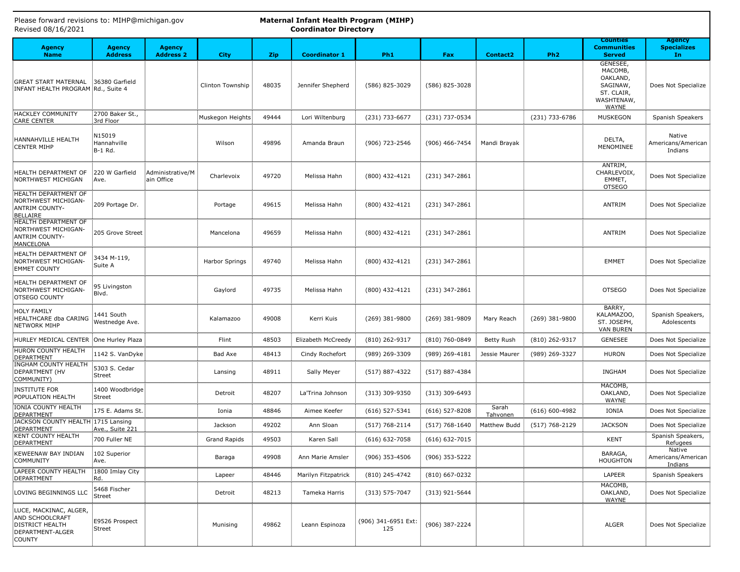Please forward revisions to: MIHP@michigan.gov
Revised 08/16/2021

**Maternal Infant Health Program (MIHP)**
**Coordinator Directory**

| Agency Name | Agency Address | Agency Address 2 | City | Zip | Coordinator 1 | Ph1 | Fax | Contact2 | Ph2 | Counties Communities Served | Agency Specializes In |
|---|---|---|---|---|---|---|---|---|---|---|---|
| GREAT START MATERNAL INFANT HEALTH PROGRAM | 36380 Garfield Rd., Suite 4 | | Clinton Township | 48035 | Jennifer Shepherd | (586) 825-3029 | (586) 825-3028 | | | GENESEE, MACOMB, OAKLAND, SAGINAW, ST. CLAIR, WASHTENAW, WAYNE | Does Not Specialize |
| HACKLEY COMMUNITY CARE CENTER | 2700 Baker St., 3rd Floor | | Muskegon Heights | 49444 | Lori Wiltenburg | (231) 733-6677 | (231) 737-0534 | | (231) 733-6786 | MUSKEGON | Spanish Speakers |
| HANNAHVILLE HEALTH CENTER MIHP | N15019 Hannahville B-1 Rd. | | Wilson | 49896 | Amanda Braun | (906) 723-2546 | (906) 466-7454 | Mandi Brayak | | DELTA, MENOMINEE | Native Americans/American Indians |
| HEALTH DEPARTMENT OF NORTHWEST MICHIGAN | 220 W Garfield Ave. | Administrative/Main Office | Charlevoix | 49720 | Melissa Hahn | (800) 432-4121 | (231) 347-2861 | | | ANTRIM, CHARLEVOIX, EMMET, OTSEGO | Does Not Specialize |
| HEALTH DEPARTMENT OF NORTHWEST MICHIGAN-ANTRIM COUNTY-BELLAIRE | 209 Portage Dr. | | Portage | 49615 | Melissa Hahn | (800) 432-4121 | (231) 347-2861 | | | ANTRIM | Does Not Specialize |
| HEALTH DEPARTMENT OF NORTHWEST MICHIGAN-ANTRIM COUNTY-MANCELONA | 205 Grove Street | | Mancelona | 49659 | Melissa Hahn | (800) 432-4121 | (231) 347-2861 | | | ANTRIM | Does Not Specialize |
| HEALTH DEPARTMENT OF NORTHWEST MICHIGAN-EMMET COUNTY | 3434 M-119, Suite A | | Harbor Springs | 49740 | Melissa Hahn | (800) 432-4121 | (231) 347-2861 | | | EMMET | Does Not Specialize |
| HEALTH DEPARTMENT OF NORTHWEST MICHIGAN-OTSEGO COUNTY | 95 Livingston Blvd. | | Gaylord | 49735 | Melissa Hahn | (800) 432-4121 | (231) 347-2861 | | | OTSEGO | Does Not Specialize |
| HOLY FAMILY HEALTHCARE dba CARING NETWORK MIHP | 1441 South Westnedge Ave. | | Kalamazoo | 49008 | Kerri Kuis | (269) 381-9800 | (269) 381-9809 | Mary Reach | (269) 381-9800 | BARRY, KALAMAZOO, ST. JOSEPH, VAN BUREN | Spanish Speakers, Adolescents |
| HURLEY MEDICAL CENTER | One Hurley Plaza | | Flint | 48503 | Elizabeth McCreedy | (810) 262-9317 | (810) 760-0849 | Betty Rush | (810) 262-9317 | GENESEE | Does Not Specialize |
| HURON COUNTY HEALTH DEPARTMENT | 1142 S. VanDyke | | Bad Axe | 48413 | Cindy Rochefort | (989) 269-3309 | (989) 269-4181 | Jessie Maurer | (989) 269-3327 | HURON | Does Not Specialize |
| INGHAM COUNTY HEALTH DEPARTMENT (HV COMMUNITY) | 5303 S. Cedar Street | | Lansing | 48911 | Sally Meyer | (517) 887-4322 | (517) 887-4384 | | | INGHAM | Does Not Specialize |
| INSTITUTE FOR POPULATION HEALTH | 1400 Woodbridge Street | | Detroit | 48207 | La'Trina Johnson | (313) 309-9350 | (313) 309-6493 | | | MACOMB, OAKLAND, WAYNE | Does Not Specialize |
| IONIA COUNTY HEALTH DEPARTMENT | 175 E. Adams St. | | Ionia | 48846 | Aimee Keefer | (616) 527-5341 | (616) 527-8208 | Sarah Tahvonen | (616) 600-4982 | IONIA | Does Not Specialize |
| JACKSON COUNTY HEALTH DEPARTMENT | 1715 Lansing Ave., Suite 221 | | Jackson | 49202 | Ann Sloan | (517) 768-2114 | (517) 768-1640 | Matthew Budd | (517) 768-2129 | JACKSON | Does Not Specialize |
| KENT COUNTY HEALTH DEPARTMENT | 700 Fuller NE | | Grand Rapids | 49503 | Karen Sall | (616) 632-7058 | (616) 632-7015 | | | KENT | Spanish Speakers, Refugees |
| KEWEENAW BAY INDIAN COMMUNITY | 102 Superior Ave. | | Baraga | 49908 | Ann Marie Amsler | (906) 353-4506 | (906) 353-5222 | | | BARAGA, HOUGHTON | Native Americans/American Indians |
| LAPEER COUNTY HEALTH DEPARTMENT | 1800 Imlay City Rd. | | Lapeer | 48446 | Marilyn Fitzpatrick | (810) 245-4742 | (810) 667-0232 | | | LAPEER | Spanish Speakers |
| LOVING BEGINNINGS LLC | 5468 Fischer Street | | Detroit | 48213 | Tameka Harris | (313) 575-7047 | (313) 921-5644 | | | MACOMB, OAKLAND, WAYNE | Does Not Specialize |
| LUCE, MACKINAC, ALGER, AND SCHOOLCRAFT DISTRICT HEALTH DEPARTMENT-ALGER COUNTY | E9526 Prospect Street | | Munising | 49862 | Leann Espinoza | (906) 341-6951 Ext: 125 | (906) 387-2224 | | | ALGER | Does Not Specialize |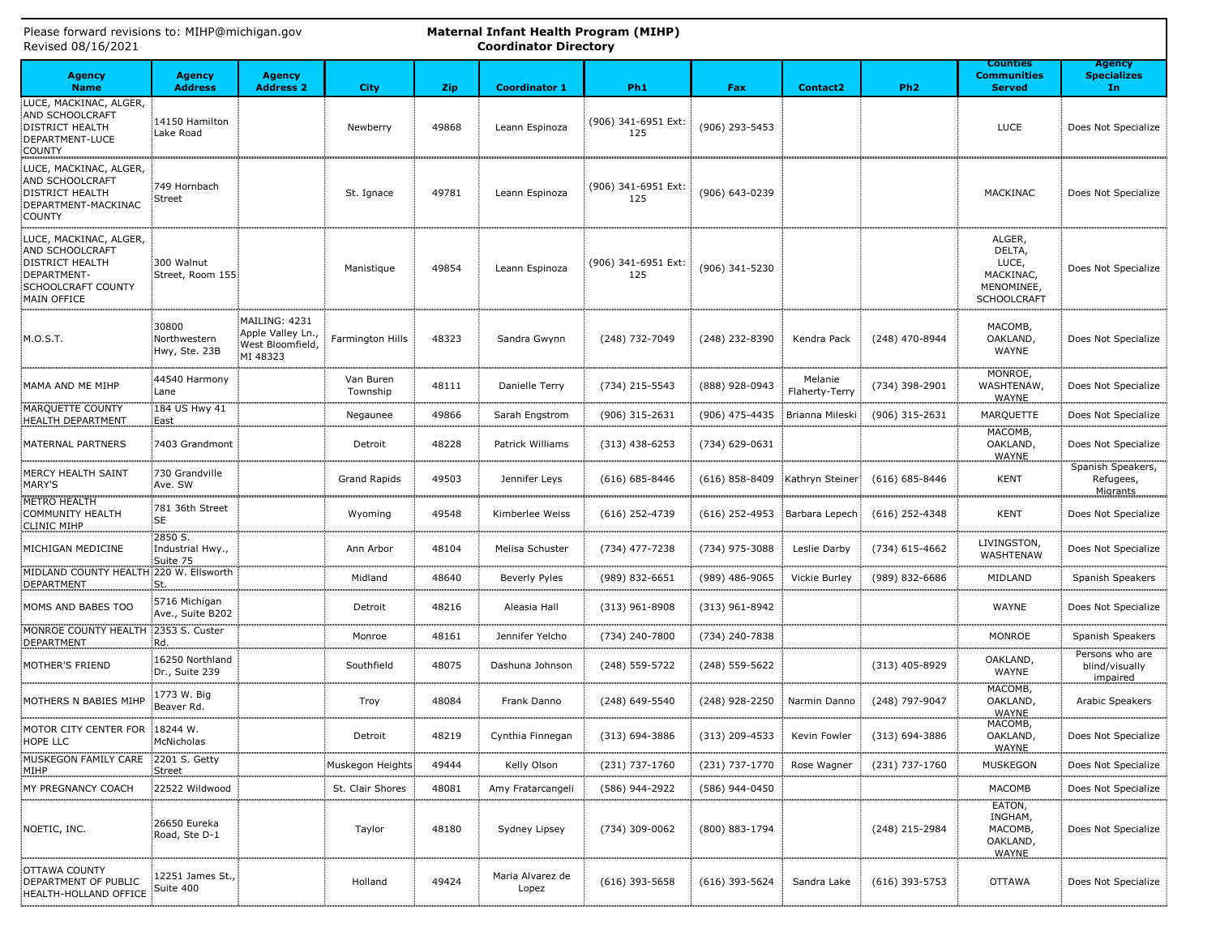Please forward revisions to: MIHP@michigan.gov
Revised 08/16/2021

# Maternal Infant Health Program (MIHP)
## Coordinator Directory

| Agency Name | Agency Address | Agency Address 2 | City | Zip | Coordinator 1 | Ph1 | Fax | Contact2 | Ph2 | Counties Communities Served | Agency Specializes In |
|---|---|---|---|---|---|---|---|---|---|---|---|
| LUCE, MACKINAC, ALGER, AND SCHOOLCRAFT DISTRICT HEALTH DEPARTMENT-LUCE COUNTY | 14150 Hamilton Lake Road | | Newberry | 49868 | Leann Espinoza | (906) 341-6951 Ext: 125 | (906) 293-5453 | | | LUCE | Does Not Specialize |
| LUCE, MACKINAC, ALGER, AND SCHOOLCRAFT DISTRICT HEALTH DEPARTMENT-MACKINAC COUNTY | 749 Hornbach Street | | St. Ignace | 49781 | Leann Espinoza | (906) 341-6951 Ext: 125 | (906) 643-0239 | | | MACKINAC | Does Not Specialize |
| LUCE, MACKINAC, ALGER, AND SCHOOLCRAFT DISTRICT HEALTH DEPARTMENT-SCHOOLCRAFT COUNTY MAIN OFFICE | 300 Walnut Street, Room 155 | | Manistique | 49854 | Leann Espinoza | (906) 341-6951 Ext: 125 | (906) 341-5230 | | | ALGER, DELTA, LUCE, MACKINAC, MENOMINEE, SCHOOLCRAFT | Does Not Specialize |
| M.O.S.T. | 30800 Northwestern Hwy, Ste. 23B | MAILING: 4231 Apple Valley Ln., West Bloomfield, MI 48323 | Farmington Hills | 48323 | Sandra Gwynn | (248) 732-7049 | (248) 232-8390 | Kendra Pack | (248) 470-8944 | MACOMB, OAKLAND, WAYNE | Does Not Specialize |
| MAMA AND ME MIHP | 44540 Harmony Lane | | Van Buren Township | 48111 | Danielle Terry | (734) 215-5543 | (888) 928-0943 | Melanie Flaherty-Terry | (734) 398-2901 | MONROE, WASHTENAW, WAYNE | Does Not Specialize |
| MARQUETTE COUNTY HEALTH DEPARTMENT | 184 US Hwy 41 East | | Negaunee | 49866 | Sarah Engstrom | (906) 315-2631 | (906) 475-4435 | Brianna Mileski | (906) 315-2631 | MARQUETTE | Does Not Specialize |
| MATERNAL PARTNERS | 7403 Grandmont | | Detroit | 48228 | Patrick Williams | (313) 438-6253 | (734) 629-0631 | | | MACOMB, OAKLAND, WAYNE | Does Not Specialize |
| MERCY HEALTH SAINT MARY'S | 730 Grandville Ave. SW | | Grand Rapids | 49503 | Jennifer Leys | (616) 685-8446 | (616) 858-8409 | Kathryn Steiner | (616) 685-8446 | KENT | Spanish Speakers, Refugees, Migrants |
| METRO HEALTH COMMUNITY HEALTH CLINIC MIHP | 781 36th Street SE | | Wyoming | 49548 | Kimberlee Weiss | (616) 252-4739 | (616) 252-4953 | Barbara Lepech | (616) 252-4348 | KENT | Does Not Specialize |
| MICHIGAN MEDICINE | 2850 S. Industrial Hwy., Suite 75 | | Ann Arbor | 48104 | Melisa Schuster | (734) 477-7238 | (734) 975-3088 | Leslie Darby | (734) 615-4662 | LIVINGSTON, WASHTENAW | Does Not Specialize |
| MIDLAND COUNTY HEALTH DEPARTMENT | 220 W. Ellsworth St. | | Midland | 48640 | Beverly Pyles | (989) 832-6651 | (989) 486-9065 | Vickie Burley | (989) 832-6686 | MIDLAND | Spanish Speakers |
| MOMS AND BABES TOO | 5716 Michigan Ave., Suite B202 | | Detroit | 48216 | Aleasia Hall | (313) 961-8908 | (313) 961-8942 | | | WAYNE | Does Not Specialize |
| MONROE COUNTY HEALTH DEPARTMENT | 2353 S. Custer Rd. | | Monroe | 48161 | Jennifer Yelcho | (734) 240-7800 | (734) 240-7838 | | | MONROE | Spanish Speakers |
| MOTHER'S FRIEND | 16250 Northland Dr., Suite 239 | | Southfield | 48075 | Dashuna Johnson | (248) 559-5722 | (248) 559-5622 | | (313) 405-8929 | OAKLAND, WAYNE | Persons who are blind/visually impaired |
| MOTHERS N BABIES MIHP | 1773 W. Big Beaver Rd. | | Troy | 48084 | Frank Danno | (248) 649-5540 | (248) 928-2250 | Narmin Danno | (248) 797-9047 | MACOMB, OAKLAND, WAYNE | Arabic Speakers |
| MOTOR CITY CENTER FOR HOPE LLC | 18244 W. McNicholas | | Detroit | 48219 | Cynthia Finnegan | (313) 694-3886 | (313) 209-4533 | Kevin Fowler | (313) 694-3886 | MACOMB, OAKLAND, WAYNE | Does Not Specialize |
| MUSKEGON FAMILY CARE MIHP | 2201 S. Getty Street | | Muskegon Heights | 49444 | Kelly Olson | (231) 737-1760 | (231) 737-1770 | Rose Wagner | (231) 737-1760 | MUSKEGON | Does Not Specialize |
| MY PREGNANCY COACH | 22522 Wildwood | | St. Clair Shores | 48081 | Amy Fratarcangeli | (586) 944-2922 | (586) 944-0450 | | | MACOMB | Does Not Specialize |
| NOETIC, INC. | 26650 Eureka Road, Ste D-1 | | Taylor | 48180 | Sydney Lipsey | (734) 309-0062 | (800) 883-1794 | | (248) 215-2984 | EATON, INGHAM, MACOMB, OAKLAND, WAYNE | Does Not Specialize |
| OTTAWA COUNTY DEPARTMENT OF PUBLIC HEALTH-HOLLAND OFFICE | 12251 James St., Suite 400 | | Holland | 49424 | Maria Alvarez de Lopez | (616) 393-5658 | (616) 393-5624 | Sandra Lake | (616) 393-5753 | OTTAWA | Does Not Specialize |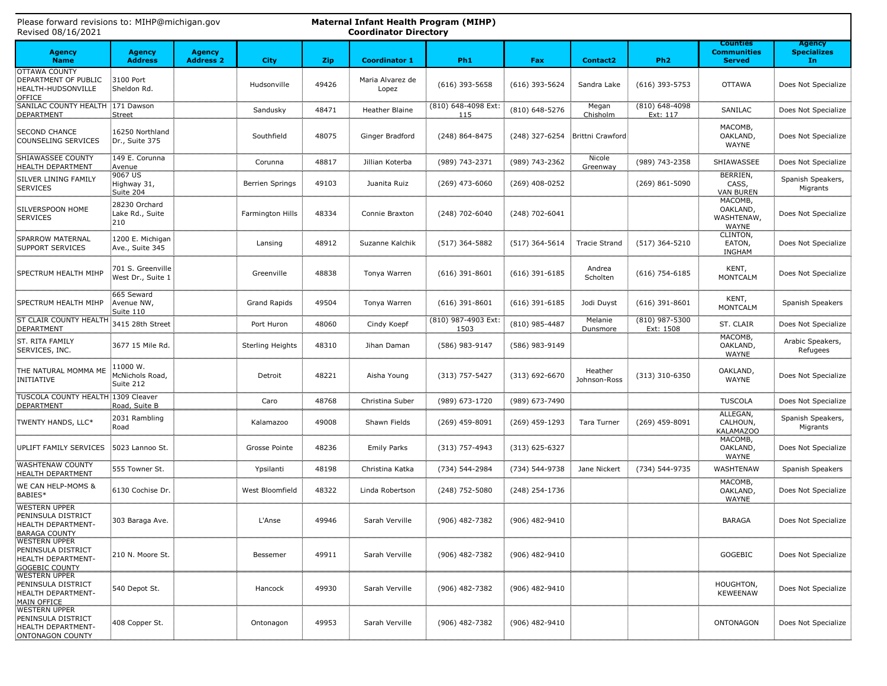Please forward revisions to: MIHP@michigan.gov
Revised 08/16/2021

# Maternal Infant Health Program (MIHP) Coordinator Directory

| Agency Name | Agency Address | Agency Address 2 | City | Zip | Coordinator 1 | Ph1 | Fax | Contact2 | Ph2 | Counties Communities Served | Agency Specializes In |
|---|---|---|---|---|---|---|---|---|---|---|---|
| OTTAWA COUNTY DEPARTMENT OF PUBLIC HEALTH-HUDSONVILLE OFFICE | 3100 Port Sheldon Rd. | | Hudsonville | 49426 | Maria Alvarez de Lopez | (616) 393-5658 | (616) 393-5624 | Sandra Lake | (616) 393-5753 | OTTAWA | Does Not Specialize |
| SANILAC COUNTY HEALTH DEPARTMENT | 171 Dawson Street | | Sandusky | 48471 | Heather Blaine | (810) 648-4098 Ext: 115 | (810) 648-5276 | Megan Chisholm | (810) 648-4098 Ext: 117 | SANILAC | Does Not Specialize |
| SECOND CHANCE COUNSELING SERVICES | 16250 Northland Dr., Suite 375 | | Southfield | 48075 | Ginger Bradford | (248) 864-8475 | (248) 327-6254 | Brittni Crawford | | MACOMB, OAKLAND, WAYNE | Does Not Specialize |
| SHIAWASSEE COUNTY HEALTH DEPARTMENT | 149 E. Corunna Avenue | | Corunna | 48817 | Jillian Koterba | (989) 743-2371 | (989) 743-2362 | Nicole Greenway | (989) 743-2358 | SHIAWASSEE | Does Not Specialize |
| SILVER LINING FAMILY SERVICES | 9067 US Highway 31, Suite 204 | | Berrien Springs | 49103 | Juanita Ruiz | (269) 473-6060 | (269) 408-0252 | | (269) 861-5090 | BERRIEN, CASS, VAN BUREN | Spanish Speakers, Migrants |
| SILVERSPOON HOME SERVICES | 28230 Orchard Lake Rd., Suite 210 | | Farmington Hills | 48334 | Connie Braxton | (248) 702-6040 | (248) 702-6041 | | | MACOMB, OAKLAND, WASHTENAW, WAYNE | Does Not Specialize |
| SPARROW MATERNAL SUPPORT SERVICES | 1200 E. Michigan Ave., Suite 345 | | Lansing | 48912 | Suzanne Kalchik | (517) 364-5882 | (517) 364-5614 | Tracie Strand | (517) 364-5210 | CLINTON, EATON, INGHAM | Does Not Specialize |
| SPECTRUM HEALTH MIHP | 701 S. Greenville West Dr., Suite 1 | | Greenville | 48838 | Tonya Warren | (616) 391-8601 | (616) 391-6185 | Andrea Scholten | (616) 754-6185 | KENT, MONTCALM | Does Not Specialize |
| SPECTRUM HEALTH MIHP | 665 Seward Avenue NW, Suite 110 | | Grand Rapids | 49504 | Tonya Warren | (616) 391-8601 | (616) 391-6185 | Jodi Duyst | (616) 391-8601 | KENT, MONTCALM | Spanish Speakers |
| ST CLAIR COUNTY HEALTH DEPARTMENT | 3415 28th Street | | Port Huron | 48060 | Cindy Koepf | (810) 987-4903 Ext: 1503 | (810) 985-4487 | Melanie Dunsmore | (810) 987-5300 Ext: 1508 | ST. CLAIR | Does Not Specialize |
| ST. RITA FAMILY SERVICES, INC. | 3677 15 Mile Rd. | | Sterling Heights | 48310 | Jihan Daman | (586) 983-9147 | (586) 983-9149 | | | MACOMB, OAKLAND, WAYNE | Arabic Speakers, Refugees |
| THE NATURAL MOMMA ME INITIATIVE | 11000 W. McNichols Road, Suite 212 | | Detroit | 48221 | Aisha Young | (313) 757-5427 | (313) 692-6670 | Heather Johnson-Ross | (313) 310-6350 | OAKLAND, WAYNE | Does Not Specialize |
| TUSCOLA COUNTY HEALTH DEPARTMENT | 1309 Cleaver Road, Suite B | | Caro | 48768 | Christina Suber | (989) 673-1720 | (989) 673-7490 | | | TUSCOLA | Does Not Specialize |
| TWENTY HANDS, LLC* | 2031 Rambling Road | | Kalamazoo | 49008 | Shawn Fields | (269) 459-8091 | (269) 459-1293 | Tara Turner | (269) 459-8091 | ALLEGAN, CALHOUN, KALAMAZOO | Spanish Speakers, Migrants |
| UPLIFT FAMILY SERVICES | 5023 Lannoo St. | | Grosse Pointe | 48236 | Emily Parks | (313) 757-4943 | (313) 625-6327 | | | MACOMB, OAKLAND, WAYNE | Does Not Specialize |
| WASHTENAW COUNTY HEALTH DEPARTMENT | 555 Towner St. | | Ypsilanti | 48198 | Christina Katka | (734) 544-2984 | (734) 544-9738 | Jane Nickert | (734) 544-9735 | WASHTENAW | Spanish Speakers |
| WE CAN HELP-MOMS & BABIES* | 6130 Cochise Dr. | | West Bloomfield | 48322 | Linda Robertson | (248) 752-5080 | (248) 254-1736 | | | MACOMB, OAKLAND, WAYNE | Does Not Specialize |
| WESTERN UPPER PENINSULA DISTRICT HEALTH DEPARTMENT-BARAGA COUNTY | 303 Baraga Ave. | | L'Anse | 49946 | Sarah Verville | (906) 482-7382 | (906) 482-9410 | | | BARAGA | Does Not Specialize |
| WESTERN UPPER PENINSULA DISTRICT HEALTH DEPARTMENT-GOGEBIC COUNTY | 210 N. Moore St. | | Bessemer | 49911 | Sarah Verville | (906) 482-7382 | (906) 482-9410 | | | GOGEBIC | Does Not Specialize |
| WESTERN UPPER PENINSULA DISTRICT HEALTH DEPARTMENT-MAIN OFFICE | 540 Depot St. | | Hancock | 49930 | Sarah Verville | (906) 482-7382 | (906) 482-9410 | | | HOUGHTON, KEWEENAW | Does Not Specialize |
| WESTERN UPPER PENINSULA DISTRICT HEALTH DEPARTMENT-ONTONAGON COUNTY | 408 Copper St. | | Ontonagon | 49953 | Sarah Verville | (906) 482-7382 | (906) 482-9410 | | | ONTONAGON | Does Not Specialize |